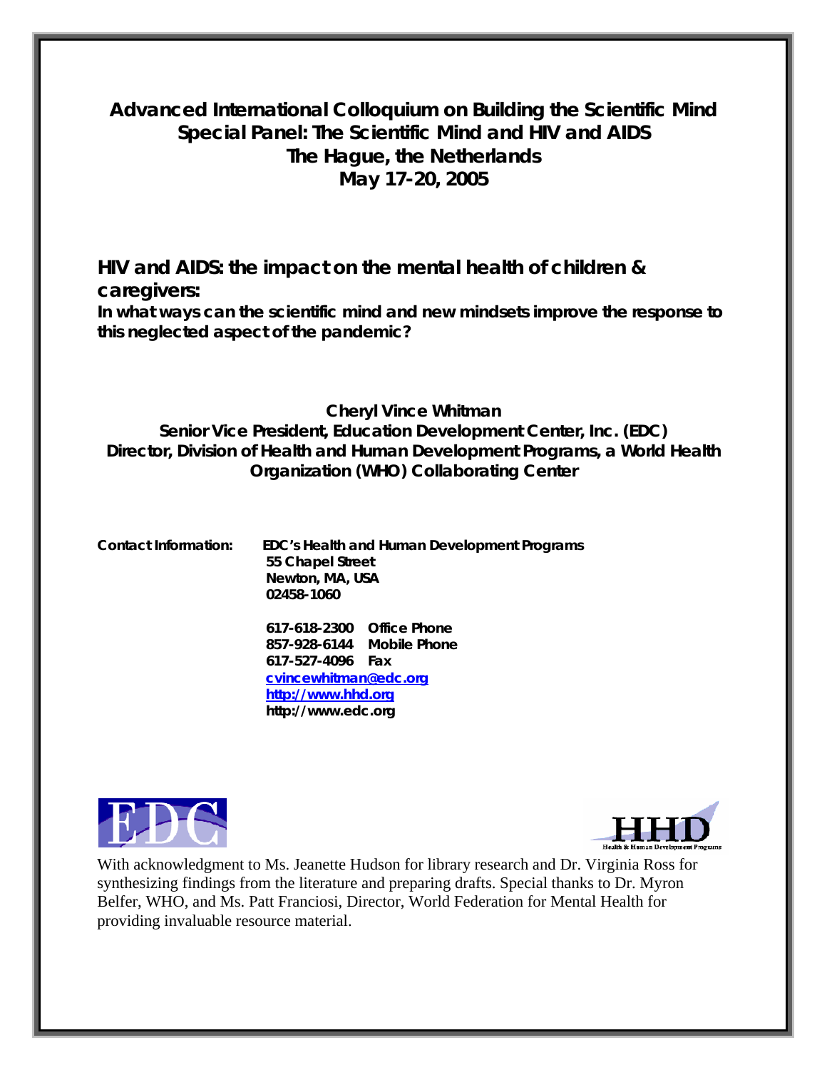# Advanced International Colloquium on Building the Scientific Mind
# Special Panel: The Scientific Mind and HIV and AIDS
# The Hague, the Netherlands
# May 17-20, 2005

## HIV and AIDS: the impact on the mental health of children & caregivers:

**In what ways can the scientific mind and new mindsets improve the response to this neglected aspect of the pandemic?**

**Cheryl Vince Whitman**
**Senior Vice President, Education Development Center, Inc. (EDC)**
**Director, Division of Health and Human Development Programs, a World Health Organization (WHO) Collaborating Center**

**Contact Information:** EDC's Health and Human Development Programs
55 Chapel Street
Newton, MA, USA
02458-1060

617-618-2300 Office Phone
857-928-6144 Mobile Phone
617-527-4096 Fax
cvincewhitman@edc.org
http://www.hhd.org
http://www.edc.org

With acknowledgment to Ms. Jeanette Hudson for library research and Dr. Virginia Ross for synthesizing findings from the literature and preparing drafts. Special thanks to Dr. Myron Belfer, WHO, and Ms. Patt Franciosi, Director, World Federation for Mental Health for providing invaluable resource material.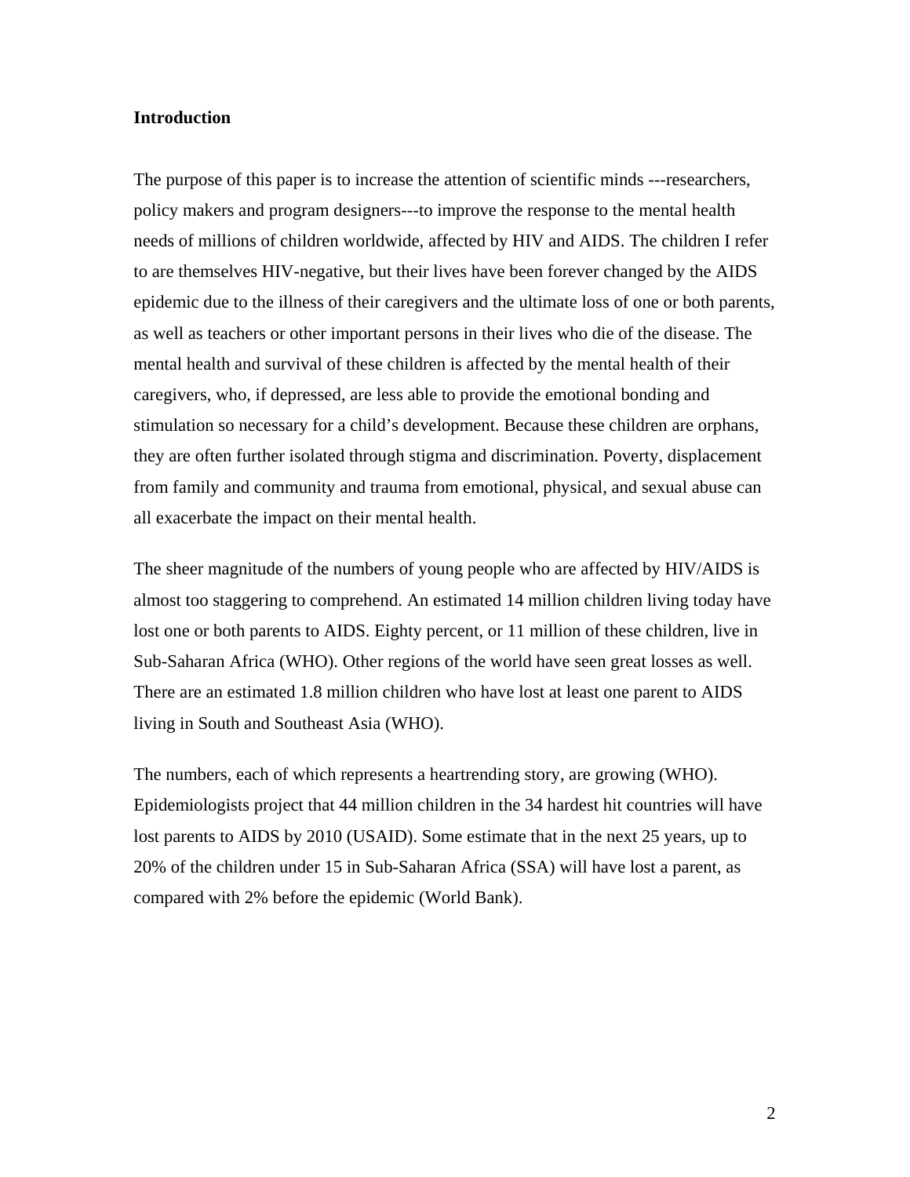## Introduction

The purpose of this paper is to increase the attention of scientific minds ---researchers, policy makers and program designers---to improve the response to the mental health needs of millions of children worldwide, affected by HIV and AIDS. The children I refer to are themselves HIV-negative, but their lives have been forever changed by the AIDS epidemic due to the illness of their caregivers and the ultimate loss of one or both parents, as well as teachers or other important persons in their lives who die of the disease. The mental health and survival of these children is affected by the mental health of their caregivers, who, if depressed, are less able to provide the emotional bonding and stimulation so necessary for a child's development. Because these children are orphans, they are often further isolated through stigma and discrimination. Poverty, displacement from family and community and trauma from emotional, physical, and sexual abuse can all exacerbate the impact on their mental health.

The sheer magnitude of the numbers of young people who are affected by HIV/AIDS is almost too staggering to comprehend. An estimated 14 million children living today have lost one or both parents to AIDS. Eighty percent, or 11 million of these children, live in Sub-Saharan Africa (WHO). Other regions of the world have seen great losses as well. There are an estimated 1.8 million children who have lost at least one parent to AIDS living in South and Southeast Asia (WHO).

The numbers, each of which represents a heartrending story, are growing (WHO). Epidemiologists project that 44 million children in the 34 hardest hit countries will have lost parents to AIDS by 2010 (USAID). Some estimate that in the next 25 years, up to 20% of the children under 15 in Sub-Saharan Africa (SSA) will have lost a parent, as compared with 2% before the epidemic (World Bank).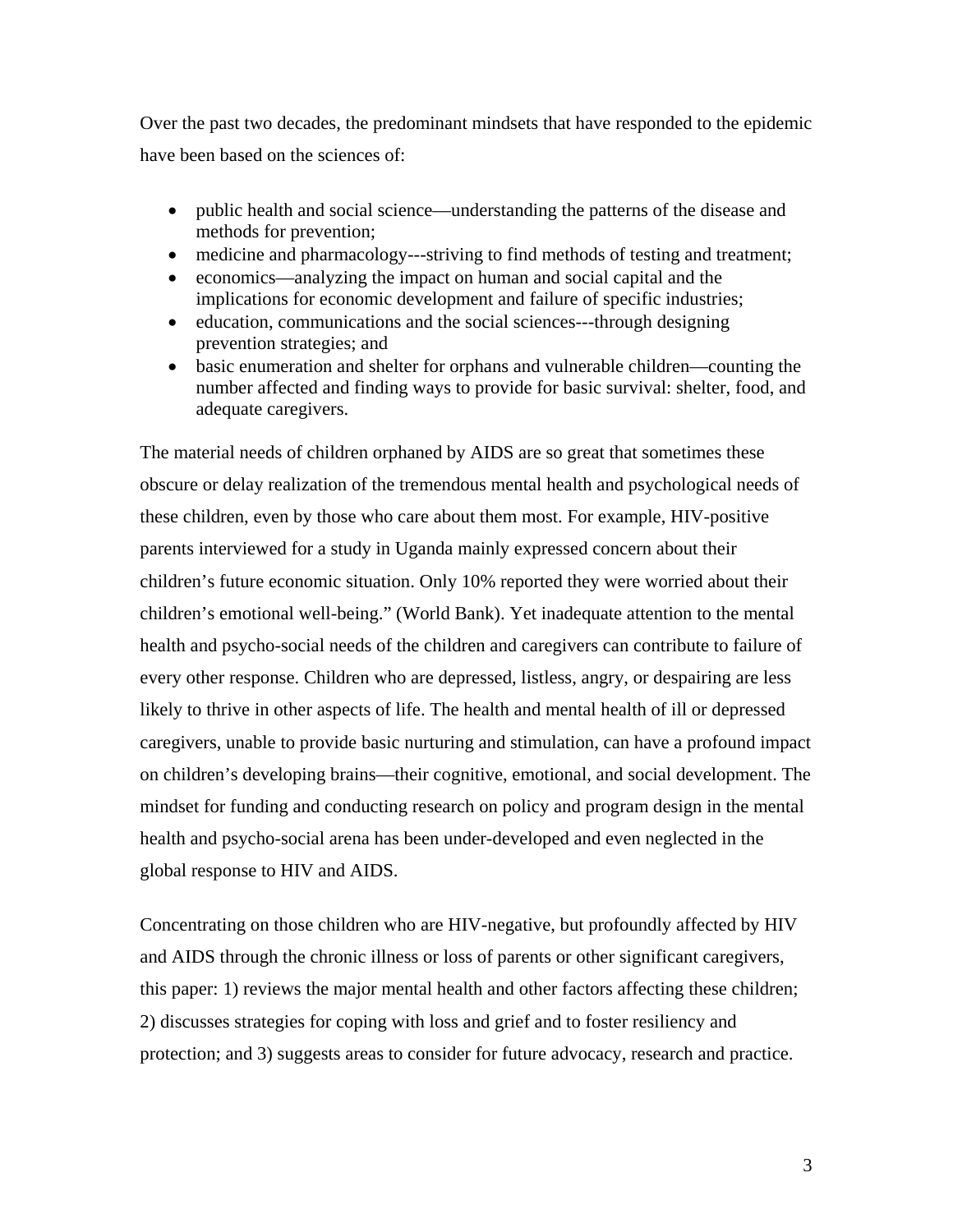Over the past two decades, the predominant mindsets that have responded to the epidemic have been based on the sciences of:

- public health and social science—understanding the patterns of the disease and methods for prevention;
- medicine and pharmacology---striving to find methods of testing and treatment;
- economics—analyzing the impact on human and social capital and the implications for economic development and failure of specific industries;
- education, communications and the social sciences---through designing prevention strategies; and
- basic enumeration and shelter for orphans and vulnerable children—counting the number affected and finding ways to provide for basic survival: shelter, food, and adequate caregivers.

The material needs of children orphaned by AIDS are so great that sometimes these obscure or delay realization of the tremendous mental health and psychological needs of these children, even by those who care about them most. For example, HIV-positive parents interviewed for a study in Uganda mainly expressed concern about their children's future economic situation. Only 10% reported they were worried about their children's emotional well-being." (World Bank). Yet inadequate attention to the mental health and psycho-social needs of the children and caregivers can contribute to failure of every other response. Children who are depressed, listless, angry, or despairing are less likely to thrive in other aspects of life. The health and mental health of ill or depressed caregivers, unable to provide basic nurturing and stimulation, can have a profound impact on children's developing brains—their cognitive, emotional, and social development. The mindset for funding and conducting research on policy and program design in the mental health and psycho-social arena has been under-developed and even neglected in the global response to HIV and AIDS.

Concentrating on those children who are HIV-negative, but profoundly affected by HIV and AIDS through the chronic illness or loss of parents or other significant caregivers, this paper: 1) reviews the major mental health and other factors affecting these children; 2) discusses strategies for coping with loss and grief and to foster resiliency and protection; and 3) suggests areas to consider for future advocacy, research and practice.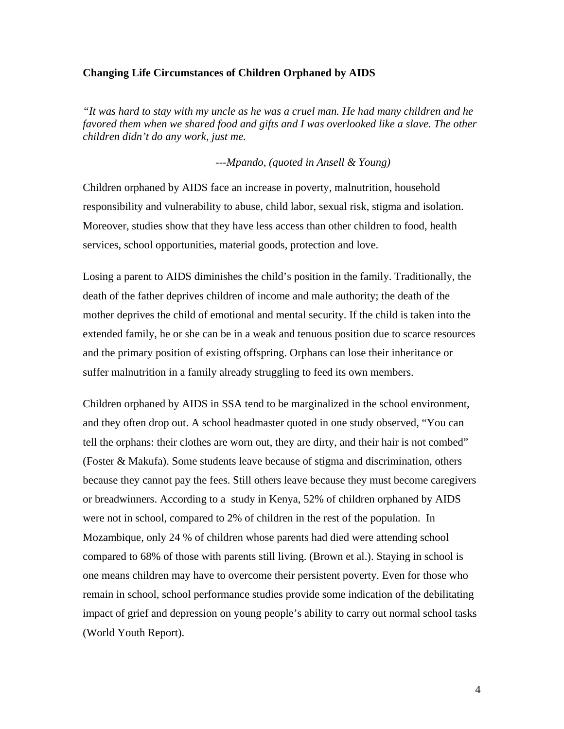**Changing Life Circumstances of Children Orphaned by AIDS**

*"It was hard to stay with my uncle as he was a cruel man. He had many children and he favored them when we shared food and gifts and I was overlooked like a slave. The other children didn't do any work, just me.*

*---Mpando, (quoted in Ansell & Young)*

Children orphaned by AIDS face an increase in poverty, malnutrition, household responsibility and vulnerability to abuse, child labor, sexual risk, stigma and isolation. Moreover, studies show that they have less access than other children to food, health services, school opportunities, material goods, protection and love.

Losing a parent to AIDS diminishes the child's position in the family. Traditionally, the death of the father deprives children of income and male authority; the death of the mother deprives the child of emotional and mental security. If the child is taken into the extended family, he or she can be in a weak and tenuous position due to scarce resources and the primary position of existing offspring. Orphans can lose their inheritance or suffer malnutrition in a family already struggling to feed its own members.

Children orphaned by AIDS in SSA tend to be marginalized in the school environment, and they often drop out. A school headmaster quoted in one study observed, "You can tell the orphans: their clothes are worn out, they are dirty, and their hair is not combed" (Foster & Makufa). Some students leave because of stigma and discrimination, others because they cannot pay the fees. Still others leave because they must become caregivers or breadwinners. According to a study in Kenya, 52% of children orphaned by AIDS were not in school, compared to 2% of children in the rest of the population. In Mozambique, only 24 % of children whose parents had died were attending school compared to 68% of those with parents still living. (Brown et al.). Staying in school is one means children may have to overcome their persistent poverty. Even for those who remain in school, school performance studies provide some indication of the debilitating impact of grief and depression on young people's ability to carry out normal school tasks (World Youth Report).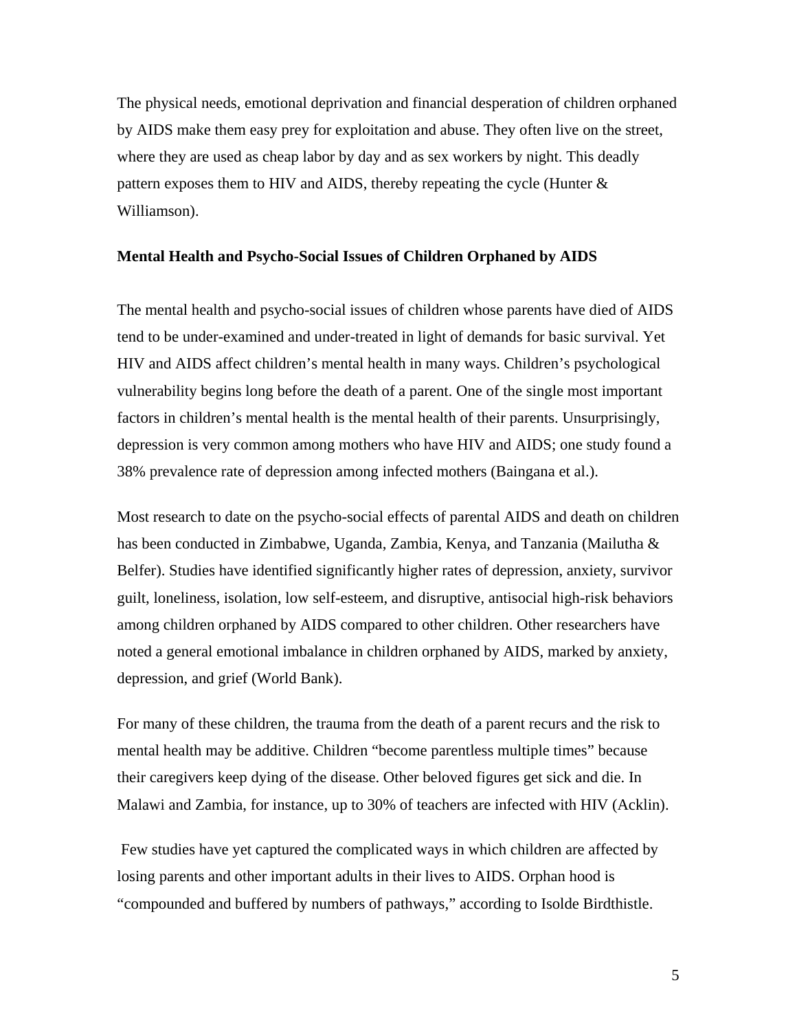The physical needs, emotional deprivation and financial desperation of children orphaned by AIDS make them easy prey for exploitation and abuse. They often live on the street, where they are used as cheap labor by day and as sex workers by night. This deadly pattern exposes them to HIV and AIDS, thereby repeating the cycle (Hunter & Williamson).

**Mental Health and Psycho-Social Issues of Children Orphaned by AIDS**

The mental health and psycho-social issues of children whose parents have died of AIDS tend to be under-examined and under-treated in light of demands for basic survival. Yet HIV and AIDS affect children's mental health in many ways. Children's psychological vulnerability begins long before the death of a parent. One of the single most important factors in children's mental health is the mental health of their parents. Unsurprisingly, depression is very common among mothers who have HIV and AIDS; one study found a 38% prevalence rate of depression among infected mothers (Baingana et al.).

Most research to date on the psycho-social effects of parental AIDS and death on children has been conducted in Zimbabwe, Uganda, Zambia, Kenya, and Tanzania (Mailutha & Belfer). Studies have identified significantly higher rates of depression, anxiety, survivor guilt, loneliness, isolation, low self-esteem, and disruptive, antisocial high-risk behaviors among children orphaned by AIDS compared to other children. Other researchers have noted a general emotional imbalance in children orphaned by AIDS, marked by anxiety, depression, and grief (World Bank).

For many of these children, the trauma from the death of a parent recurs and the risk to mental health may be additive. Children "become parentless multiple times" because their caregivers keep dying of the disease. Other beloved figures get sick and die. In Malawi and Zambia, for instance, up to 30% of teachers are infected with HIV (Acklin).

Few studies have yet captured the complicated ways in which children are affected by losing parents and other important adults in their lives to AIDS. Orphan hood is "compounded and buffered by numbers of pathways," according to Isolde Birdthistle.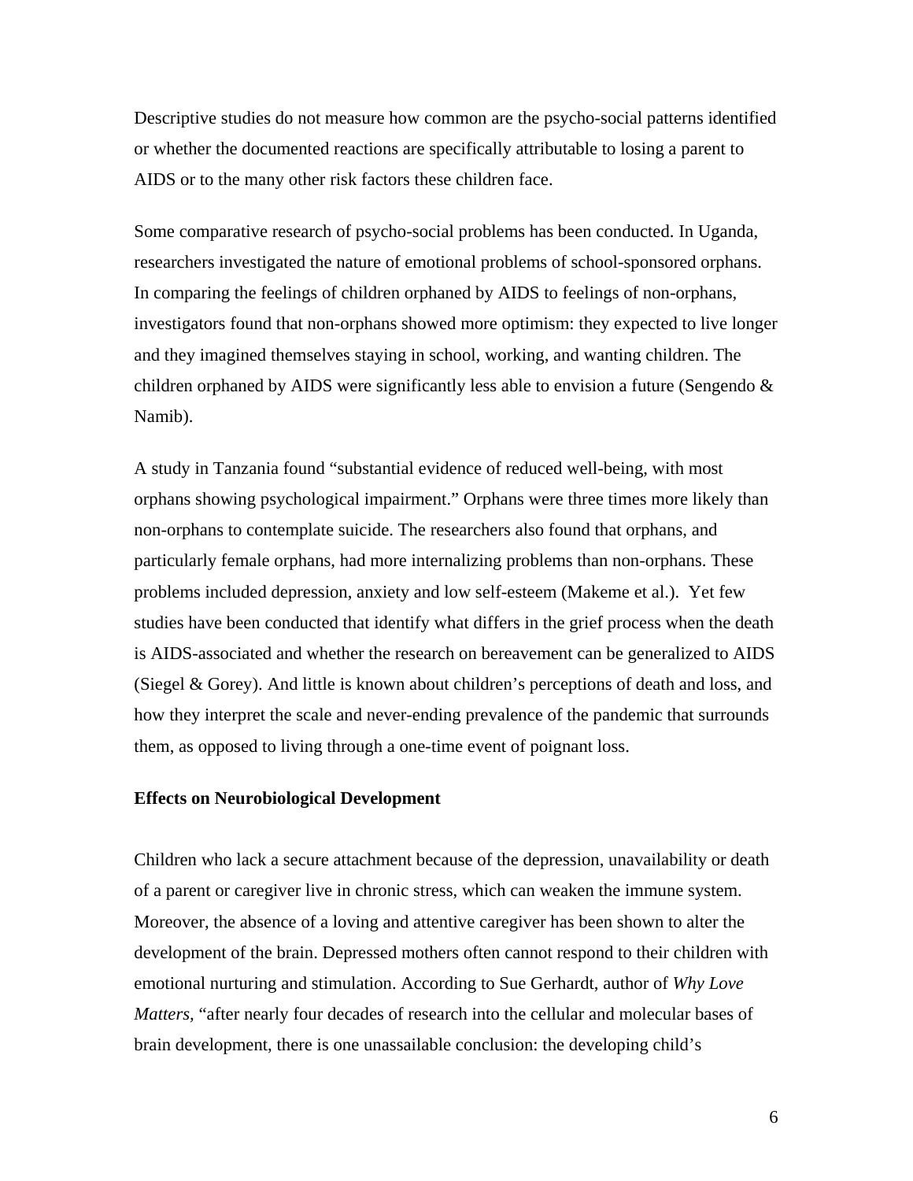Descriptive studies do not measure how common are the psycho-social patterns identified or whether the documented reactions are specifically attributable to losing a parent to AIDS or to the many other risk factors these children face.

Some comparative research of psycho-social problems has been conducted. In Uganda, researchers investigated the nature of emotional problems of school-sponsored orphans. In comparing the feelings of children orphaned by AIDS to feelings of non-orphans, investigators found that non-orphans showed more optimism: they expected to live longer and they imagined themselves staying in school, working, and wanting children. The children orphaned by AIDS were significantly less able to envision a future (Sengendo & Namib).

A study in Tanzania found "substantial evidence of reduced well-being, with most orphans showing psychological impairment." Orphans were three times more likely than non-orphans to contemplate suicide. The researchers also found that orphans, and particularly female orphans, had more internalizing problems than non-orphans. These problems included depression, anxiety and low self-esteem (Makeme et al.). Yet few studies have been conducted that identify what differs in the grief process when the death is AIDS-associated and whether the research on bereavement can be generalized to AIDS (Siegel & Gorey). And little is known about children's perceptions of death and loss, and how they interpret the scale and never-ending prevalence of the pandemic that surrounds them, as opposed to living through a one-time event of poignant loss.

**Effects on Neurobiological Development**

Children who lack a secure attachment because of the depression, unavailability or death of a parent or caregiver live in chronic stress, which can weaken the immune system. Moreover, the absence of a loving and attentive caregiver has been shown to alter the development of the brain. Depressed mothers often cannot respond to their children with emotional nurturing and stimulation. According to Sue Gerhardt, author of *Why Love Matters*, "after nearly four decades of research into the cellular and molecular bases of brain development, there is one unassailable conclusion: the developing child's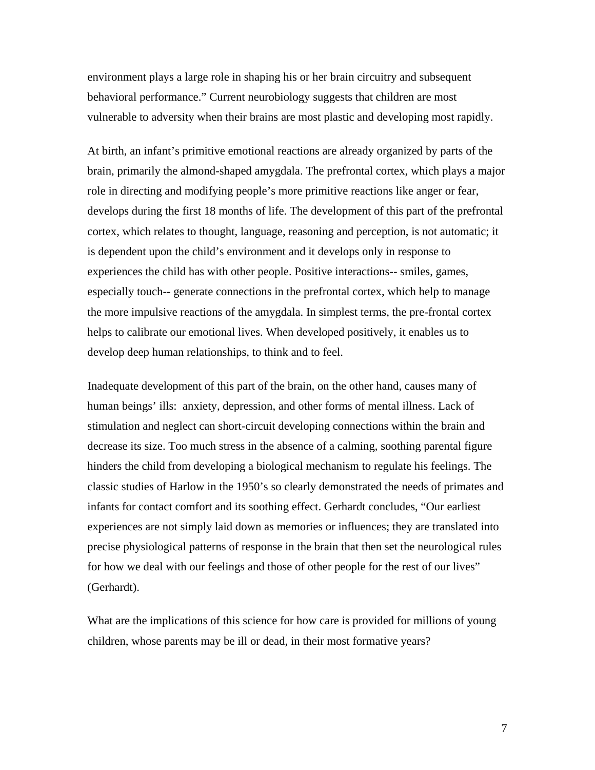environment plays a large role in shaping his or her brain circuitry and subsequent behavioral performance." Current neurobiology suggests that children are most vulnerable to adversity when their brains are most plastic and developing most rapidly.

At birth, an infant's primitive emotional reactions are already organized by parts of the brain, primarily the almond-shaped amygdala. The prefrontal cortex, which plays a major role in directing and modifying people's more primitive reactions like anger or fear, develops during the first 18 months of life. The development of this part of the prefrontal cortex, which relates to thought, language, reasoning and perception, is not automatic; it is dependent upon the child's environment and it develops only in response to experiences the child has with other people. Positive interactions-- smiles, games, especially touch-- generate connections in the prefrontal cortex, which help to manage the more impulsive reactions of the amygdala. In simplest terms, the pre-frontal cortex helps to calibrate our emotional lives. When developed positively, it enables us to develop deep human relationships, to think and to feel.

Inadequate development of this part of the brain, on the other hand, causes many of human beings' ills: anxiety, depression, and other forms of mental illness. Lack of stimulation and neglect can short-circuit developing connections within the brain and decrease its size. Too much stress in the absence of a calming, soothing parental figure hinders the child from developing a biological mechanism to regulate his feelings. The classic studies of Harlow in the 1950's so clearly demonstrated the needs of primates and infants for contact comfort and its soothing effect. Gerhardt concludes, "Our earliest experiences are not simply laid down as memories or influences; they are translated into precise physiological patterns of response in the brain that then set the neurological rules for how we deal with our feelings and those of other people for the rest of our lives" (Gerhardt).

What are the implications of this science for how care is provided for millions of young children, whose parents may be ill or dead, in their most formative years?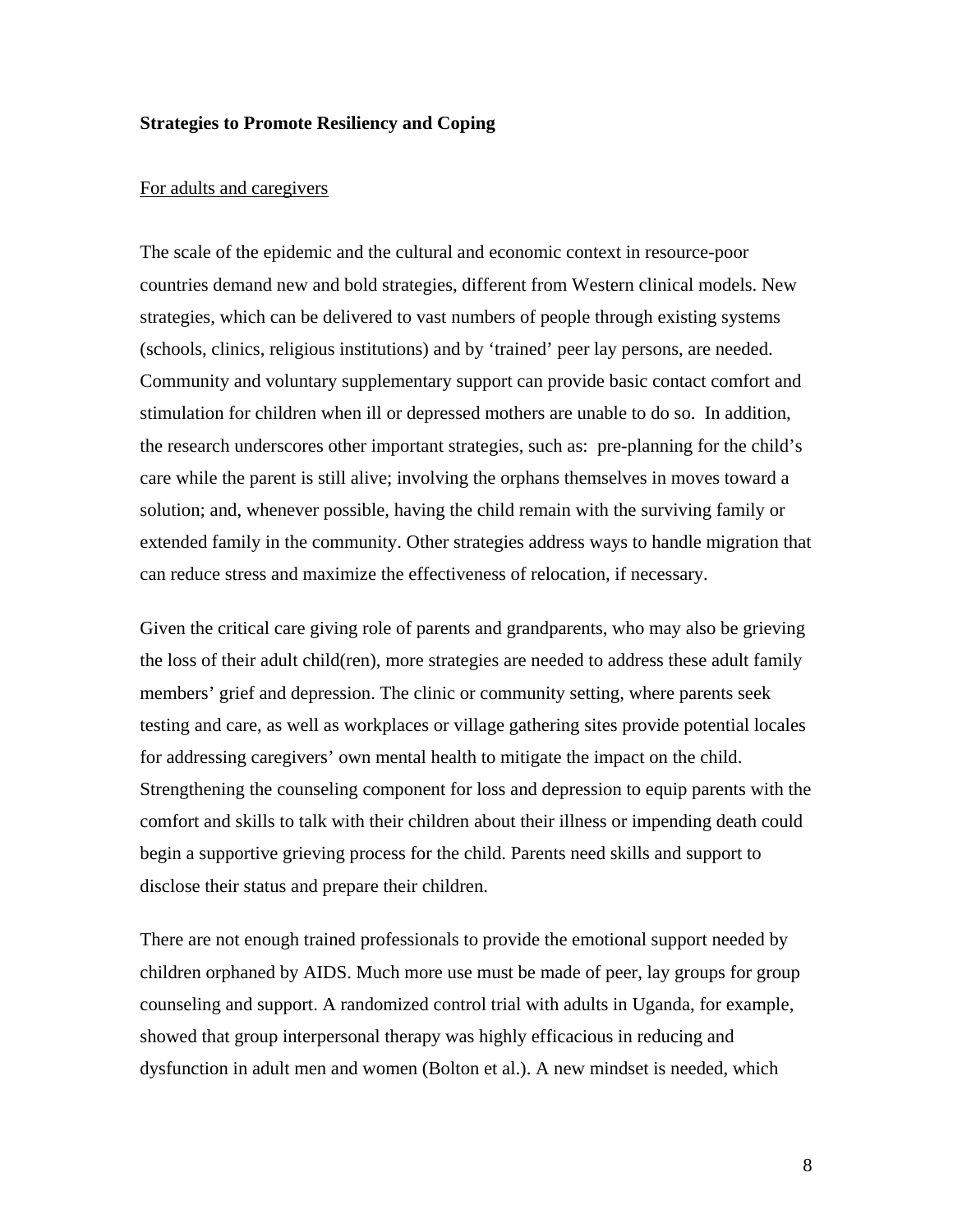**Strategies to Promote Resiliency and Coping**

For adults and caregivers

The scale of the epidemic and the cultural and economic context in resource-poor countries demand new and bold strategies, different from Western clinical models. New strategies, which can be delivered to vast numbers of people through existing systems (schools, clinics, religious institutions) and by 'trained' peer lay persons, are needed. Community and voluntary supplementary support can provide basic contact comfort and stimulation for children when ill or depressed mothers are unable to do so. In addition, the research underscores other important strategies, such as: pre-planning for the child's care while the parent is still alive; involving the orphans themselves in moves toward a solution; and, whenever possible, having the child remain with the surviving family or extended family in the community. Other strategies address ways to handle migration that can reduce stress and maximize the effectiveness of relocation, if necessary.

Given the critical care giving role of parents and grandparents, who may also be grieving the loss of their adult child(ren), more strategies are needed to address these adult family members' grief and depression. The clinic or community setting, where parents seek testing and care, as well as workplaces or village gathering sites provide potential locales for addressing caregivers' own mental health to mitigate the impact on the child. Strengthening the counseling component for loss and depression to equip parents with the comfort and skills to talk with their children about their illness or impending death could begin a supportive grieving process for the child. Parents need skills and support to disclose their status and prepare their children.

There are not enough trained professionals to provide the emotional support needed by children orphaned by AIDS. Much more use must be made of peer, lay groups for group counseling and support. A randomized control trial with adults in Uganda, for example, showed that group interpersonal therapy was highly efficacious in reducing and dysfunction in adult men and women (Bolton et al.). A new mindset is needed, which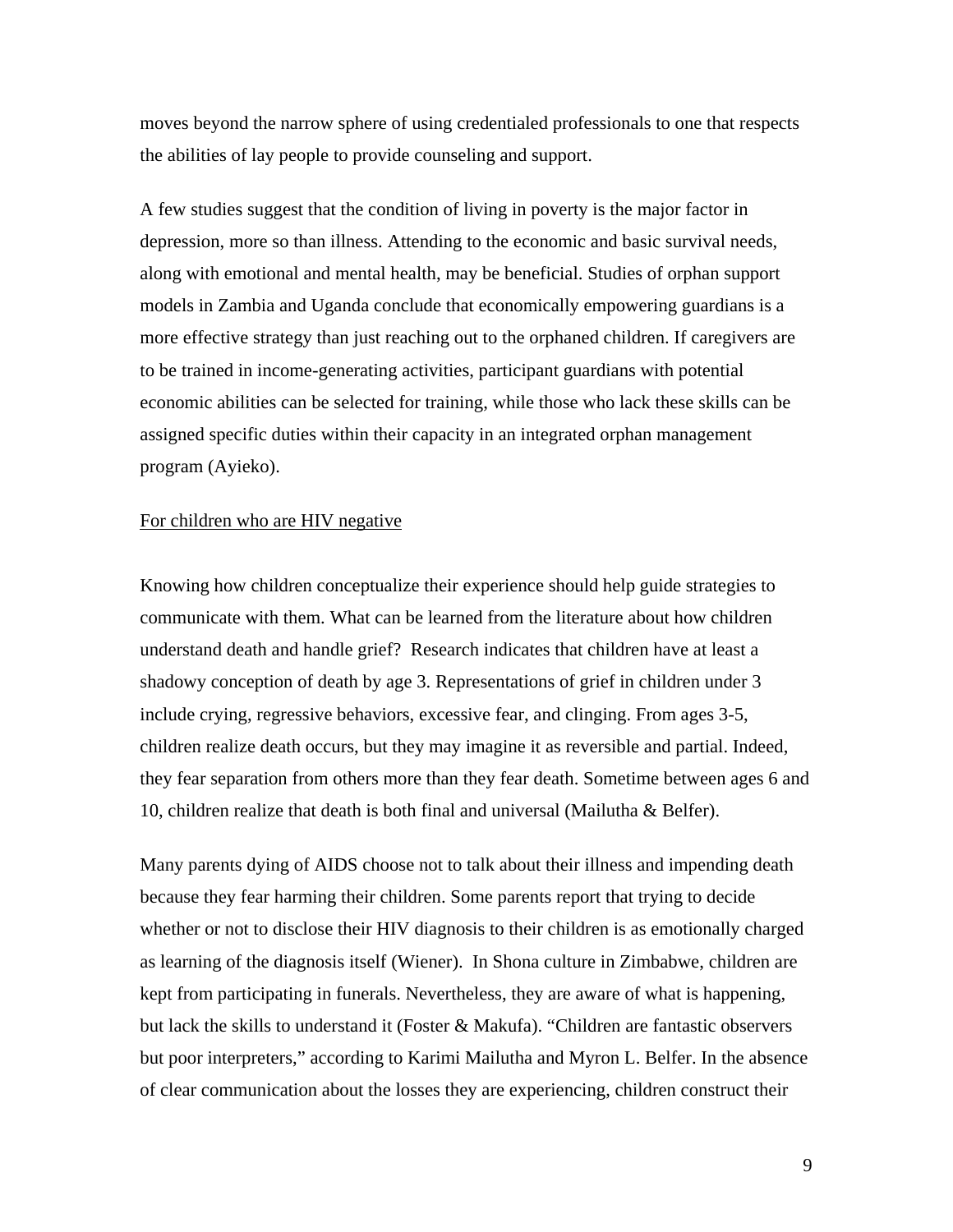moves beyond the narrow sphere of using credentialed professionals to one that respects the abilities of lay people to provide counseling and support.

A few studies suggest that the condition of living in poverty is the major factor in depression, more so than illness. Attending to the economic and basic survival needs, along with emotional and mental health, may be beneficial. Studies of orphan support models in Zambia and Uganda conclude that economically empowering guardians is a more effective strategy than just reaching out to the orphaned children. If caregivers are to be trained in income-generating activities, participant guardians with potential economic abilities can be selected for training, while those who lack these skills can be assigned specific duties within their capacity in an integrated orphan management program (Ayieko).

<u>For children who are HIV negative</u>

Knowing how children conceptualize their experience should help guide strategies to communicate with them. What can be learned from the literature about how children understand death and handle grief? Research indicates that children have at least a shadowy conception of death by age 3. Representations of grief in children under 3 include crying, regressive behaviors, excessive fear, and clinging. From ages 3-5, children realize death occurs, but they may imagine it as reversible and partial. Indeed, they fear separation from others more than they fear death. Sometime between ages 6 and 10, children realize that death is both final and universal (Mailutha & Belfer).

Many parents dying of AIDS choose not to talk about their illness and impending death because they fear harming their children. Some parents report that trying to decide whether or not to disclose their HIV diagnosis to their children is as emotionally charged as learning of the diagnosis itself (Wiener). In Shona culture in Zimbabwe, children are kept from participating in funerals. Nevertheless, they are aware of what is happening, but lack the skills to understand it (Foster & Makufa). “Children are fantastic observers but poor interpreters,” according to Karimi Mailutha and Myron L. Belfer. In the absence of clear communication about the losses they are experiencing, children construct their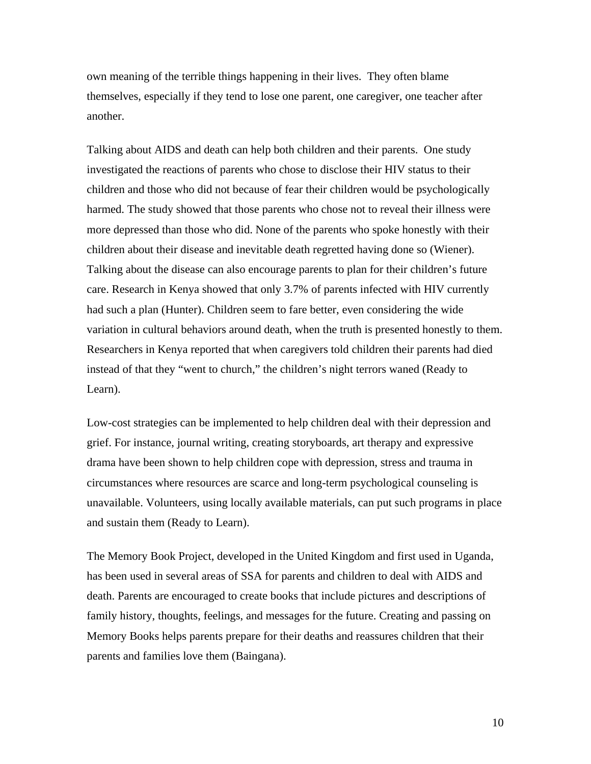own meaning of the terrible things happening in their lives. They often blame themselves, especially if they tend to lose one parent, one caregiver, one teacher after another.

Talking about AIDS and death can help both children and their parents. One study investigated the reactions of parents who chose to disclose their HIV status to their children and those who did not because of fear their children would be psychologically harmed. The study showed that those parents who chose not to reveal their illness were more depressed than those who did. None of the parents who spoke honestly with their children about their disease and inevitable death regretted having done so (Wiener). Talking about the disease can also encourage parents to plan for their children's future care. Research in Kenya showed that only 3.7% of parents infected with HIV currently had such a plan (Hunter). Children seem to fare better, even considering the wide variation in cultural behaviors around death, when the truth is presented honestly to them. Researchers in Kenya reported that when caregivers told children their parents had died instead of that they "went to church," the children's night terrors waned (Ready to Learn).

Low-cost strategies can be implemented to help children deal with their depression and grief. For instance, journal writing, creating storyboards, art therapy and expressive drama have been shown to help children cope with depression, stress and trauma in circumstances where resources are scarce and long-term psychological counseling is unavailable. Volunteers, using locally available materials, can put such programs in place and sustain them (Ready to Learn).

The Memory Book Project, developed in the United Kingdom and first used in Uganda, has been used in several areas of SSA for parents and children to deal with AIDS and death. Parents are encouraged to create books that include pictures and descriptions of family history, thoughts, feelings, and messages for the future. Creating and passing on Memory Books helps parents prepare for their deaths and reassures children that their parents and families love them (Baingana).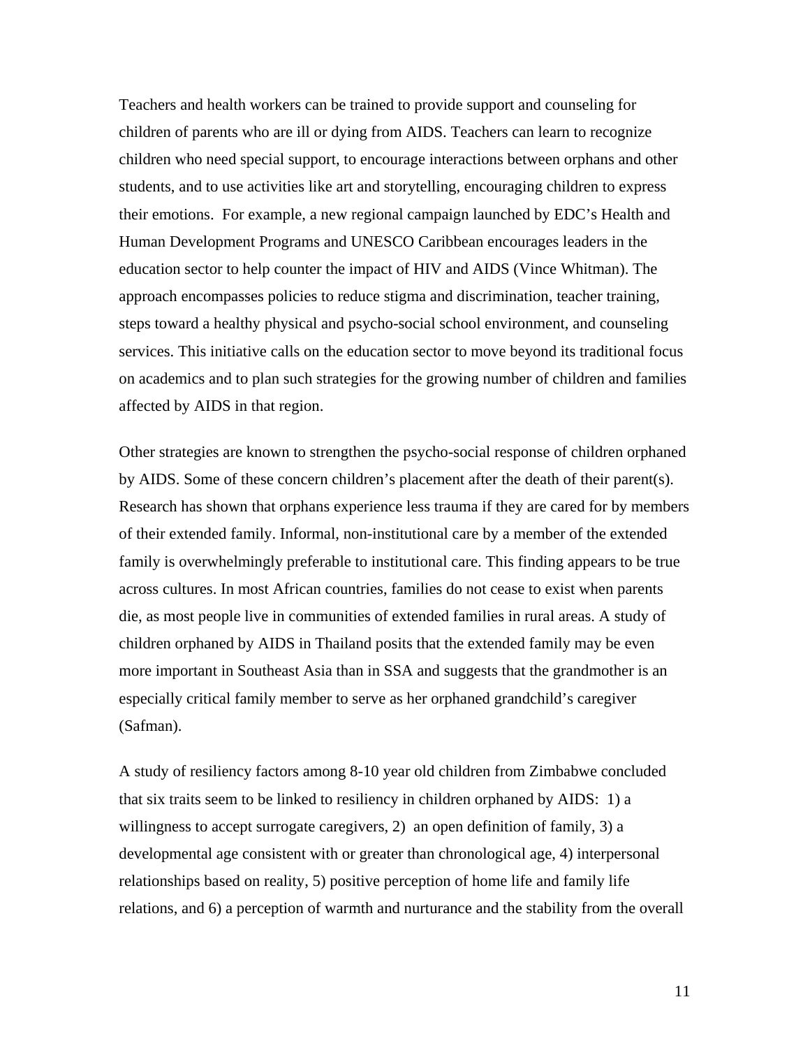Teachers and health workers can be trained to provide support and counseling for children of parents who are ill or dying from AIDS. Teachers can learn to recognize children who need special support, to encourage interactions between orphans and other students, and to use activities like art and storytelling, encouraging children to express their emotions. For example, a new regional campaign launched by EDC's Health and Human Development Programs and UNESCO Caribbean encourages leaders in the education sector to help counter the impact of HIV and AIDS (Vince Whitman). The approach encompasses policies to reduce stigma and discrimination, teacher training, steps toward a healthy physical and psycho-social school environment, and counseling services. This initiative calls on the education sector to move beyond its traditional focus on academics and to plan such strategies for the growing number of children and families affected by AIDS in that region.

Other strategies are known to strengthen the psycho-social response of children orphaned by AIDS. Some of these concern children's placement after the death of their parent(s). Research has shown that orphans experience less trauma if they are cared for by members of their extended family. Informal, non-institutional care by a member of the extended family is overwhelmingly preferable to institutional care. This finding appears to be true across cultures. In most African countries, families do not cease to exist when parents die, as most people live in communities of extended families in rural areas. A study of children orphaned by AIDS in Thailand posits that the extended family may be even more important in Southeast Asia than in SSA and suggests that the grandmother is an especially critical family member to serve as her orphaned grandchild's caregiver (Safman).

A study of resiliency factors among 8-10 year old children from Zimbabwe concluded that six traits seem to be linked to resiliency in children orphaned by AIDS: 1) a willingness to accept surrogate caregivers, 2) an open definition of family, 3) a developmental age consistent with or greater than chronological age, 4) interpersonal relationships based on reality, 5) positive perception of home life and family life relations, and 6) a perception of warmth and nurturance and the stability from the overall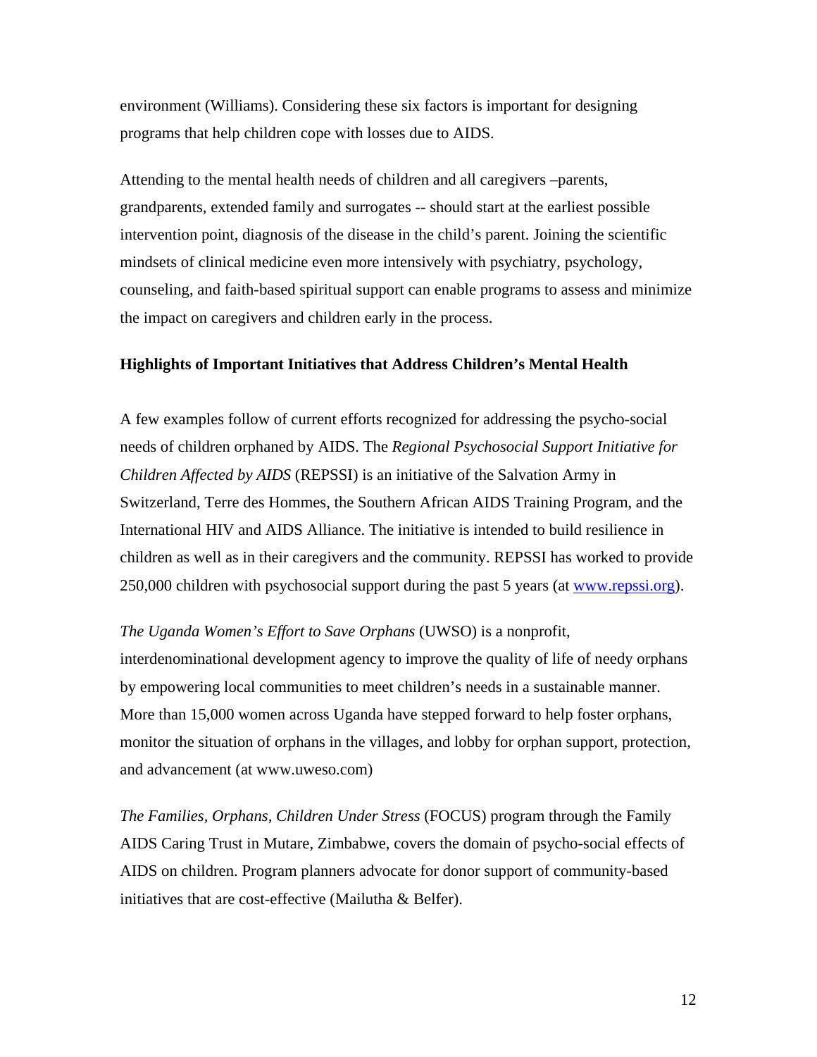environment (Williams). Considering these six factors is important for designing programs that help children cope with losses due to AIDS.

Attending to the mental health needs of children and all caregivers –parents, grandparents, extended family and surrogates -- should start at the earliest possible intervention point, diagnosis of the disease in the child's parent. Joining the scientific mindsets of clinical medicine even more intensively with psychiatry, psychology, counseling, and faith-based spiritual support can enable programs to assess and minimize the impact on caregivers and children early in the process.

**Highlights of Important Initiatives that Address Children's Mental Health**

A few examples follow of current efforts recognized for addressing the psycho-social needs of children orphaned by AIDS. The *Regional Psychosocial Support Initiative for Children Affected by AIDS* (REPSSI) is an initiative of the Salvation Army in Switzerland, Terre des Hommes, the Southern African AIDS Training Program, and the International HIV and AIDS Alliance. The initiative is intended to build resilience in children as well as in their caregivers and the community. REPSSI has worked to provide 250,000 children with psychosocial support during the past 5 years (at [www.repssi.org](www.repssi.org)).

*The Uganda Women's Effort to Save Orphans* (UWSO) is a nonprofit, interdenominational development agency to improve the quality of life of needy orphans by empowering local communities to meet children's needs in a sustainable manner. More than 15,000 women across Uganda have stepped forward to help foster orphans, monitor the situation of orphans in the villages, and lobby for orphan support, protection, and advancement (at www.uweso.com)

*The Families, Orphans, Children Under Stress* (FOCUS) program through the Family AIDS Caring Trust in Mutare, Zimbabwe, covers the domain of psycho-social effects of AIDS on children. Program planners advocate for donor support of community-based initiatives that are cost-effective (Mailutha & Belfer).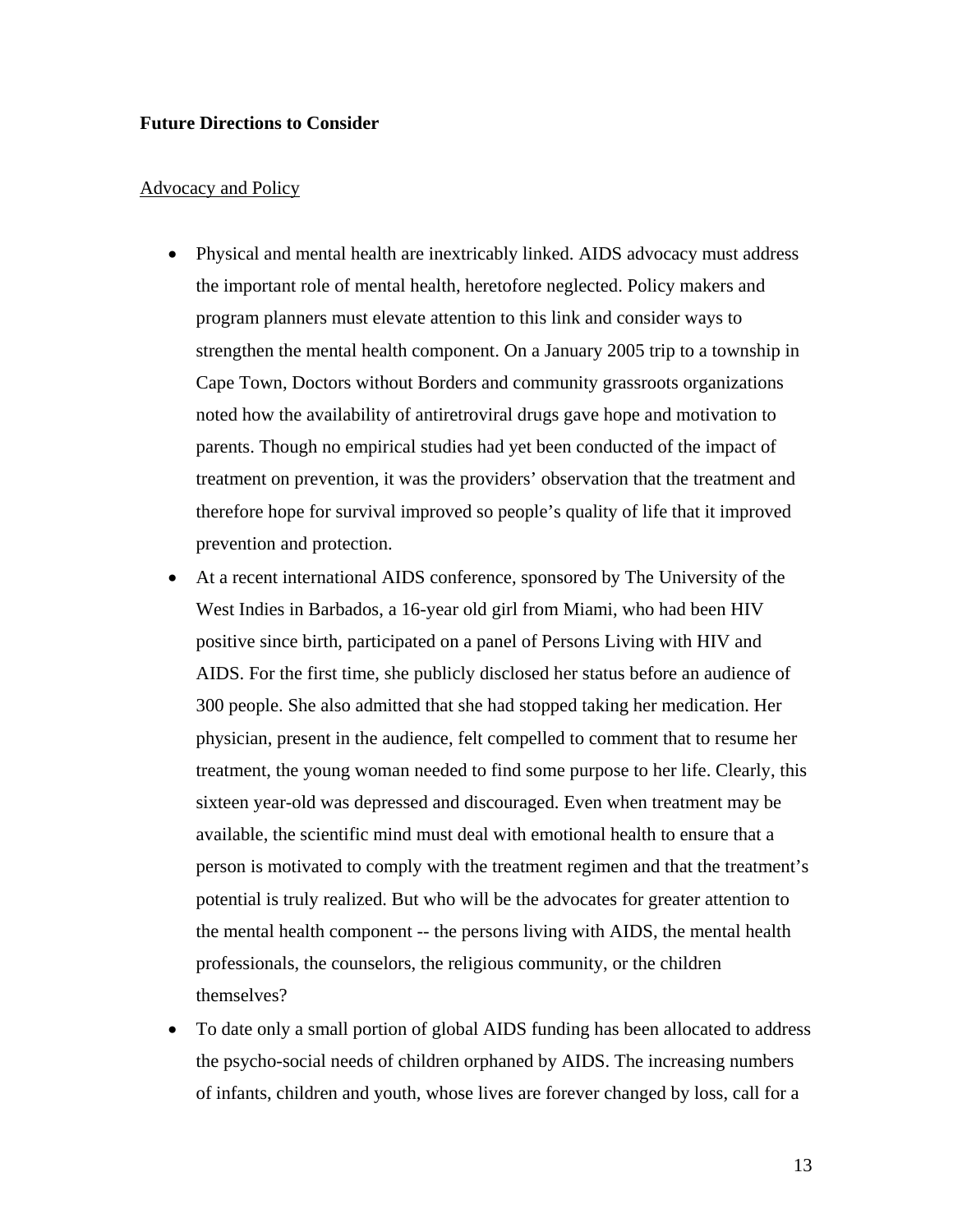**Future Directions to Consider**

Advocacy and Policy

- Physical and mental health are inextricably linked. AIDS advocacy must address the important role of mental health, heretofore neglected. Policy makers and program planners must elevate attention to this link and consider ways to strengthen the mental health component. On a January 2005 trip to a township in Cape Town, Doctors without Borders and community grassroots organizations noted how the availability of antiretroviral drugs gave hope and motivation to parents. Though no empirical studies had yet been conducted of the impact of treatment on prevention, it was the providers' observation that the treatment and therefore hope for survival improved so people's quality of life that it improved prevention and protection.
- At a recent international AIDS conference, sponsored by The University of the West Indies in Barbados, a 16-year old girl from Miami, who had been HIV positive since birth, participated on a panel of Persons Living with HIV and AIDS. For the first time, she publicly disclosed her status before an audience of 300 people. She also admitted that she had stopped taking her medication. Her physician, present in the audience, felt compelled to comment that to resume her treatment, the young woman needed to find some purpose to her life. Clearly, this sixteen year-old was depressed and discouraged. Even when treatment may be available, the scientific mind must deal with emotional health to ensure that a person is motivated to comply with the treatment regimen and that the treatment's potential is truly realized. But who will be the advocates for greater attention to the mental health component -- the persons living with AIDS, the mental health professionals, the counselors, the religious community, or the children themselves?
- To date only a small portion of global AIDS funding has been allocated to address the psycho-social needs of children orphaned by AIDS. The increasing numbers of infants, children and youth, whose lives are forever changed by loss, call for a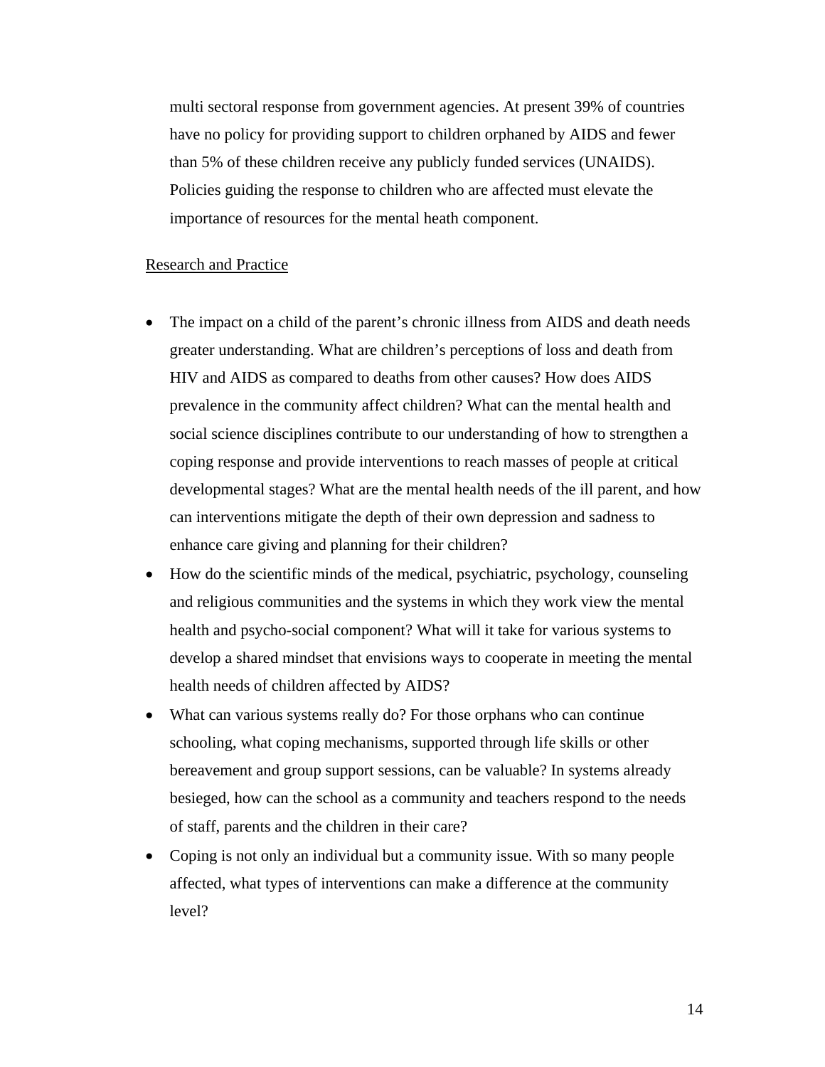multi sectoral response from government agencies. At present 39% of countries have no policy for providing support to children orphaned by AIDS and fewer than 5% of these children receive any publicly funded services (UNAIDS). Policies guiding the response to children who are affected must elevate the importance of resources for the mental heath component.

Research and Practice

- The impact on a child of the parent's chronic illness from AIDS and death needs greater understanding. What are children's perceptions of loss and death from HIV and AIDS as compared to deaths from other causes? How does AIDS prevalence in the community affect children? What can the mental health and social science disciplines contribute to our understanding of how to strengthen a coping response and provide interventions to reach masses of people at critical developmental stages? What are the mental health needs of the ill parent, and how can interventions mitigate the depth of their own depression and sadness to enhance care giving and planning for their children?
- How do the scientific minds of the medical, psychiatric, psychology, counseling and religious communities and the systems in which they work view the mental health and psycho-social component? What will it take for various systems to develop a shared mindset that envisions ways to cooperate in meeting the mental health needs of children affected by AIDS?
- What can various systems really do? For those orphans who can continue schooling, what coping mechanisms, supported through life skills or other bereavement and group support sessions, can be valuable? In systems already besieged, how can the school as a community and teachers respond to the needs of staff, parents and the children in their care?
- Coping is not only an individual but a community issue. With so many people affected, what types of interventions can make a difference at the community level?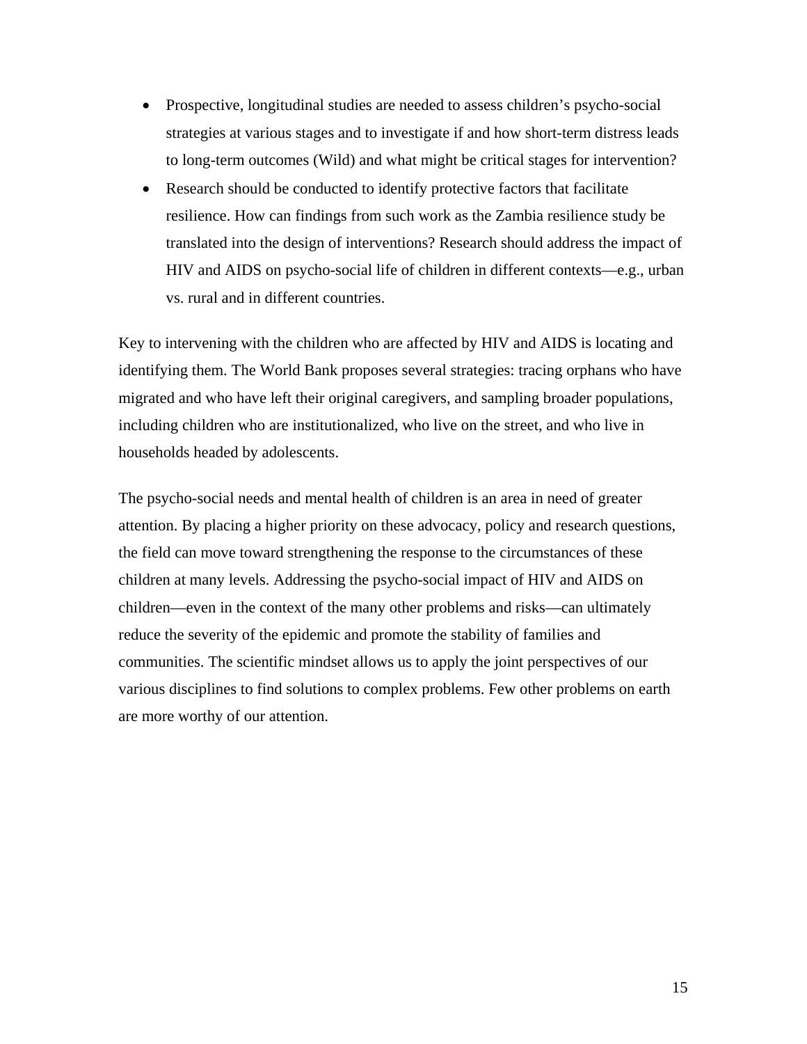- Prospective, longitudinal studies are needed to assess children's psycho-social strategies at various stages and to investigate if and how short-term distress leads to long-term outcomes (Wild) and what might be critical stages for intervention?
- Research should be conducted to identify protective factors that facilitate resilience. How can findings from such work as the Zambia resilience study be translated into the design of interventions? Research should address the impact of HIV and AIDS on psycho-social life of children in different contexts—e.g., urban vs. rural and in different countries.

Key to intervening with the children who are affected by HIV and AIDS is locating and identifying them. The World Bank proposes several strategies: tracing orphans who have migrated and who have left their original caregivers, and sampling broader populations, including children who are institutionalized, who live on the street, and who live in households headed by adolescents.

The psycho-social needs and mental health of children is an area in need of greater attention. By placing a higher priority on these advocacy, policy and research questions, the field can move toward strengthening the response to the circumstances of these children at many levels. Addressing the psycho-social impact of HIV and AIDS on children—even in the context of the many other problems and risks—can ultimately reduce the severity of the epidemic and promote the stability of families and communities. The scientific mindset allows us to apply the joint perspectives of our various disciplines to find solutions to complex problems. Few other problems on earth are more worthy of our attention.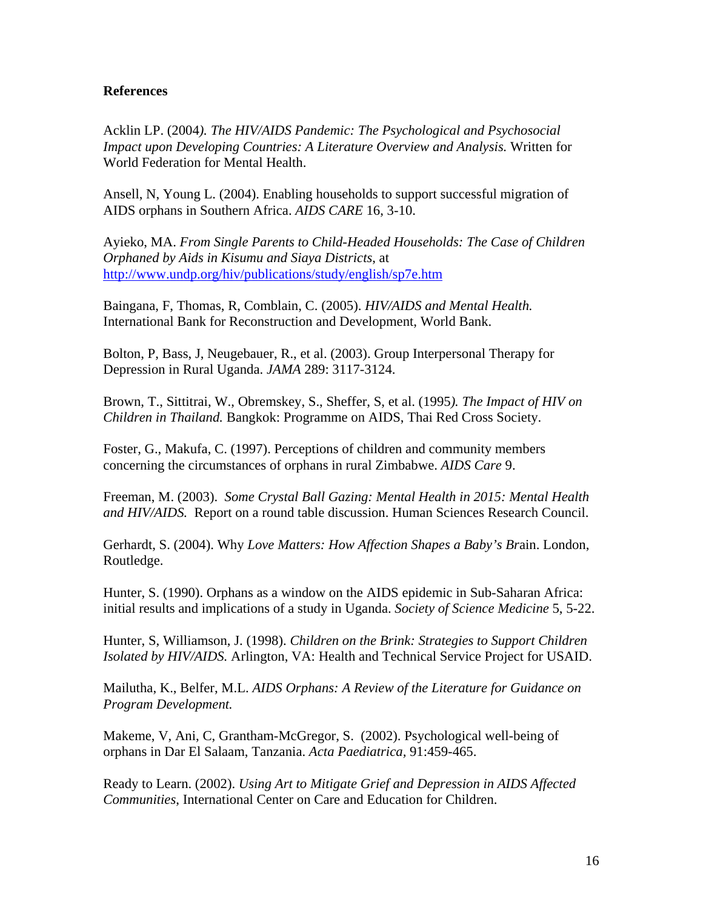**References**

Acklin LP. (2004*). The HIV/AIDS Pandemic: The Psychological and Psychosocial Impact upon Developing Countries: A Literature Overview and Analysis.* Written for World Federation for Mental Health.

Ansell, N, Young L. (2004). Enabling households to support successful migration of AIDS orphans in Southern Africa. *AIDS CARE* 16, 3-10.

Ayieko, MA. *From Single Parents to Child-Headed Households: The Case of Children Orphaned by Aids in Kisumu and Siaya Districts*, at http://www.undp.org/hiv/publications/study/english/sp7e.htm

Baingana, F, Thomas, R, Comblain, C. (2005). *HIV/AIDS and Mental Health.* International Bank for Reconstruction and Development, World Bank.

Bolton, P, Bass, J, Neugebauer, R., et al. (2003). Group Interpersonal Therapy for Depression in Rural Uganda. *JAMA* 289: 3117-3124.

Brown, T., Sittitrai, W., Obremskey, S., Sheffer, S, et al. (1995*). The Impact of HIV on Children in Thailand.* Bangkok: Programme on AIDS, Thai Red Cross Society.

Foster, G., Makufa, C. (1997). Perceptions of children and community members concerning the circumstances of orphans in rural Zimbabwe. *AIDS Care* 9.

Freeman, M. (2003). *Some Crystal Ball Gazing: Mental Health in 2015: Mental Health and HIV/AIDS.* Report on a round table discussion. Human Sciences Research Council.

Gerhardt, S. (2004). Why *Love Matters: How Affection Shapes a Baby's Br*ain. London, Routledge.

Hunter, S. (1990). Orphans as a window on the AIDS epidemic in Sub-Saharan Africa: initial results and implications of a study in Uganda. *Society of Science Medicine* 5, 5-22.

Hunter, S, Williamson, J. (1998). *Children on the Brink: Strategies to Support Children Isolated by HIV/AIDS.* Arlington, VA: Health and Technical Service Project for USAID.

Mailutha, K., Belfer, M.L. *AIDS Orphans: A Review of the Literature for Guidance on Program Development.*

Makeme, V, Ani, C, Grantham-McGregor, S. (2002). Psychological well-being of orphans in Dar El Salaam, Tanzania. *Acta Paediatrica,* 91:459-465.

Ready to Learn. (2002). *Using Art to Mitigate Grief and Depression in AIDS Affected Communities*, International Center on Care and Education for Children.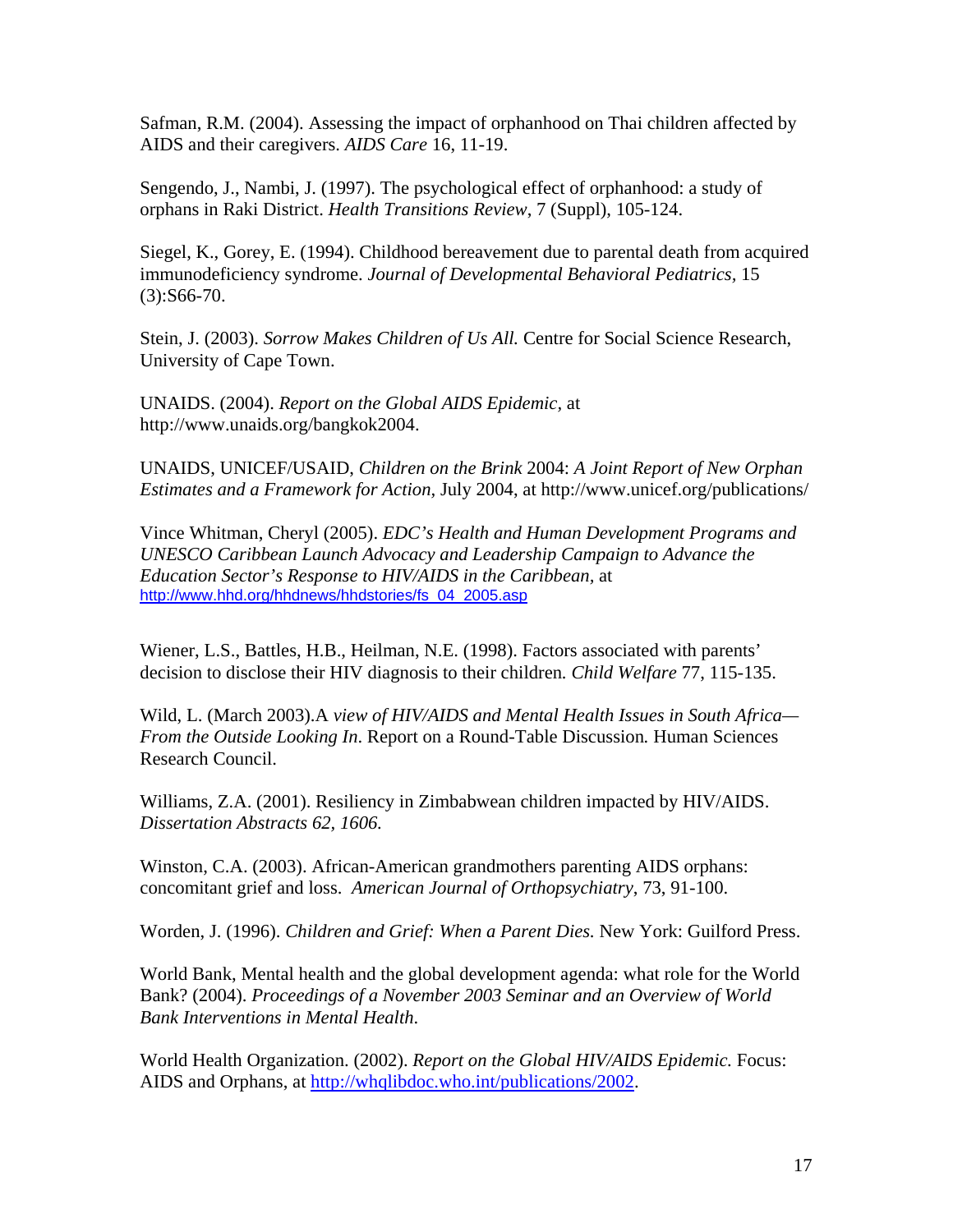Safman, R.M. (2004). Assessing the impact of orphanhood on Thai children affected by AIDS and their caregivers. *AIDS Care* 16, 11-19.

Sengendo, J., Nambi, J. (1997). The psychological effect of orphanhood: a study of orphans in Raki District. *Health Transitions Review*, 7 (Suppl), 105-124.

Siegel, K., Gorey, E. (1994). Childhood bereavement due to parental death from acquired immunodeficiency syndrome. *Journal of Developmental Behavioral Pediatrics*, 15 (3):S66-70.

Stein, J. (2003). *Sorrow Makes Children of Us All.* Centre for Social Science Research, University of Cape Town.

UNAIDS. (2004). *Report on the Global AIDS Epidemic*, at http://www.unaids.org/bangkok2004.

UNAIDS, UNICEF/USAID, *Children on the Brink* 2004: *A Joint Report of New Orphan Estimates and a Framework for Action*, July 2004, at http://www.unicef.org/publications/

Vince Whitman, Cheryl (2005). *EDC's Health and Human Development Programs and UNESCO Caribbean Launch Advocacy and Leadership Campaign to Advance the Education Sector's Response to HIV/AIDS in the Caribbean*, at http://www.hhd.org/hhdnews/hhdstories/fs_04_2005.asp

Wiener, L.S., Battles, H.B., Heilman, N.E. (1998). Factors associated with parents' decision to disclose their HIV diagnosis to their children. *Child Welfare* 77, 115-135.

Wild, L. (March 2003).A *view of HIV/AIDS and Mental Health Issues in South Africa—From the Outside Looking In*. Report on a Round-Table Discussion. Human Sciences Research Council.

Williams, Z.A. (2001). Resiliency in Zimbabwean children impacted by HIV/AIDS. *Dissertation Abstracts 62, 1606.*

Winston, C.A. (2003). African-American grandmothers parenting AIDS orphans: concomitant grief and loss. *American Journal of Orthopsychiatry*, 73, 91-100.

Worden, J. (1996). *Children and Grief: When a Parent Dies.* New York: Guilford Press.

World Bank, Mental health and the global development agenda: what role for the World Bank? (2004). *Proceedings of a November 2003 Seminar and an Overview of World Bank Interventions in Mental Health.*

World Health Organization. (2002). *Report on the Global HIV/AIDS Epidemic.* Focus: AIDS and Orphans, at http://whqlibdoc.who.int/publications/2002.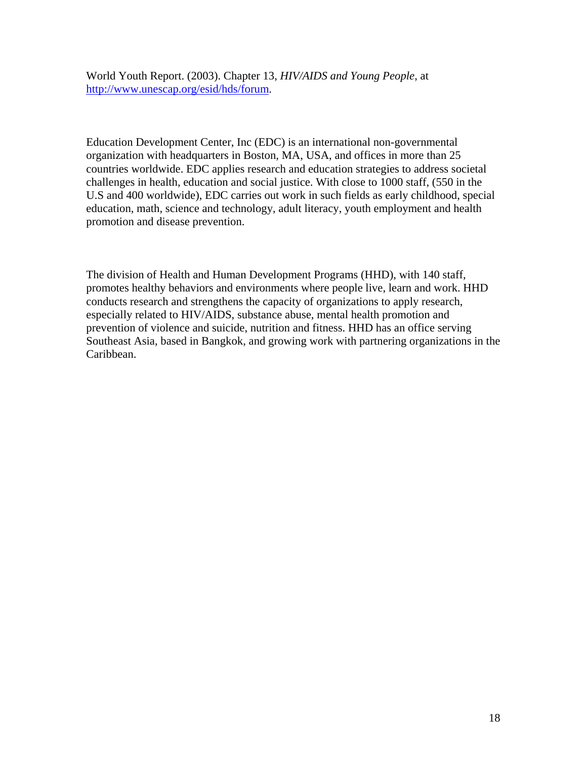World Youth Report. (2003). Chapter 13, *HIV/AIDS and Young People*, at [http://www.unescap.org/esid/hds/forum](http://www.unescap.org/esid/hds/forum).

Education Development Center, Inc (EDC) is an international non-governmental organization with headquarters in Boston, MA, USA, and offices in more than 25 countries worldwide. EDC applies research and education strategies to address societal challenges in health, education and social justice. With close to 1000 staff, (550 in the U.S and 400 worldwide), EDC carries out work in such fields as early childhood, special education, math, science and technology, adult literacy, youth employment and health promotion and disease prevention.

The division of Health and Human Development Programs (HHD), with 140 staff, promotes healthy behaviors and environments where people live, learn and work. HHD conducts research and strengthens the capacity of organizations to apply research, especially related to HIV/AIDS, substance abuse, mental health promotion and prevention of violence and suicide, nutrition and fitness. HHD has an office serving Southeast Asia, based in Bangkok, and growing work with partnering organizations in the Caribbean.